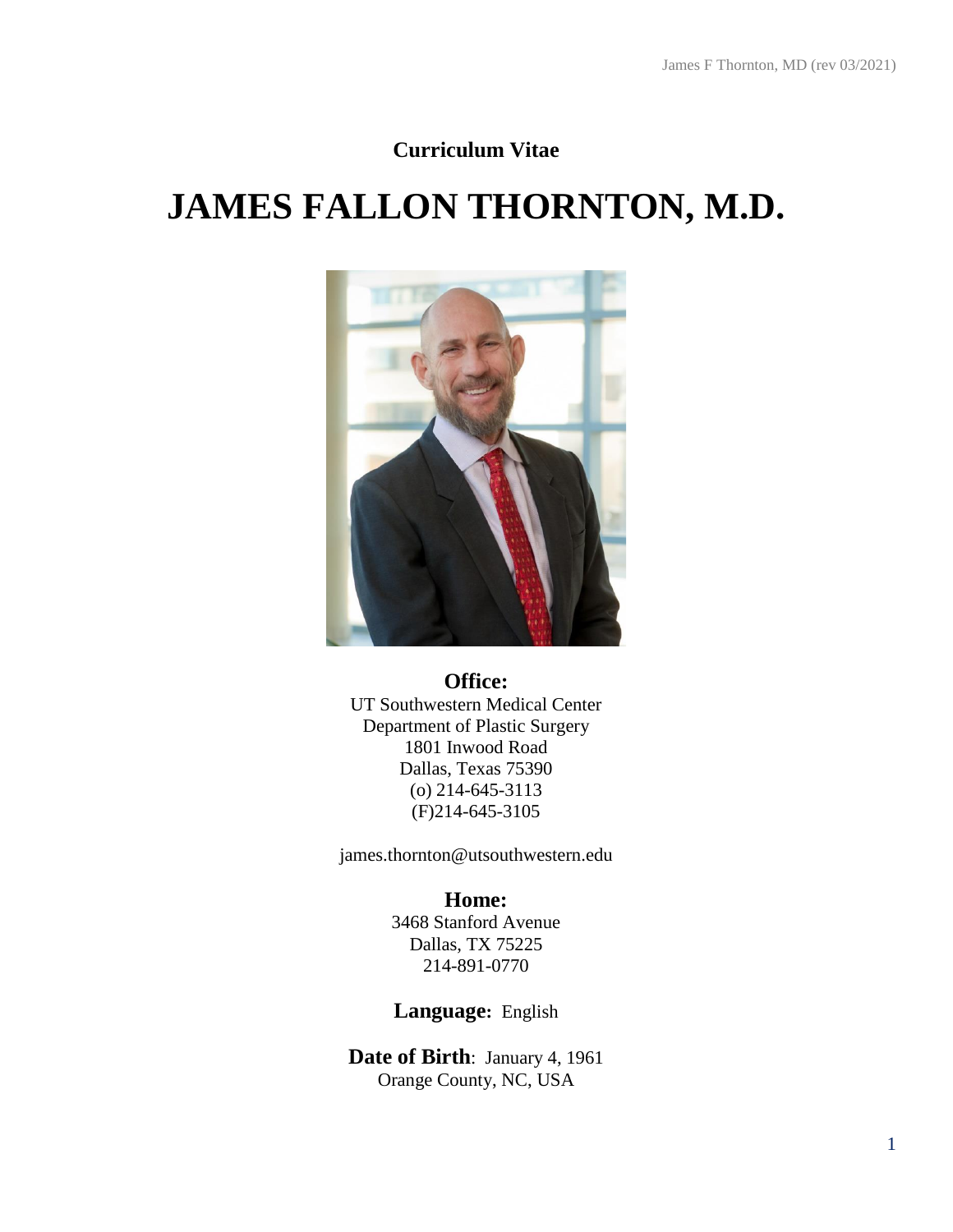**Curriculum Vitae**

# JAMES FALLON THORNTON, M.D.

**Office:**
UT Southwestern Medical Center
Department of Plastic Surgery
1801 Inwood Road
Dallas, Texas 75390
(o) 214-645-3113
(F)214-645-3105

james.thornton@utsouthwestern.edu

**Home:**
3468 Stanford Avenue
Dallas, TX 75225
214-891-0770

**Language:** English

**Date of Birth**: January 4, 1961
Orange County, NC, USA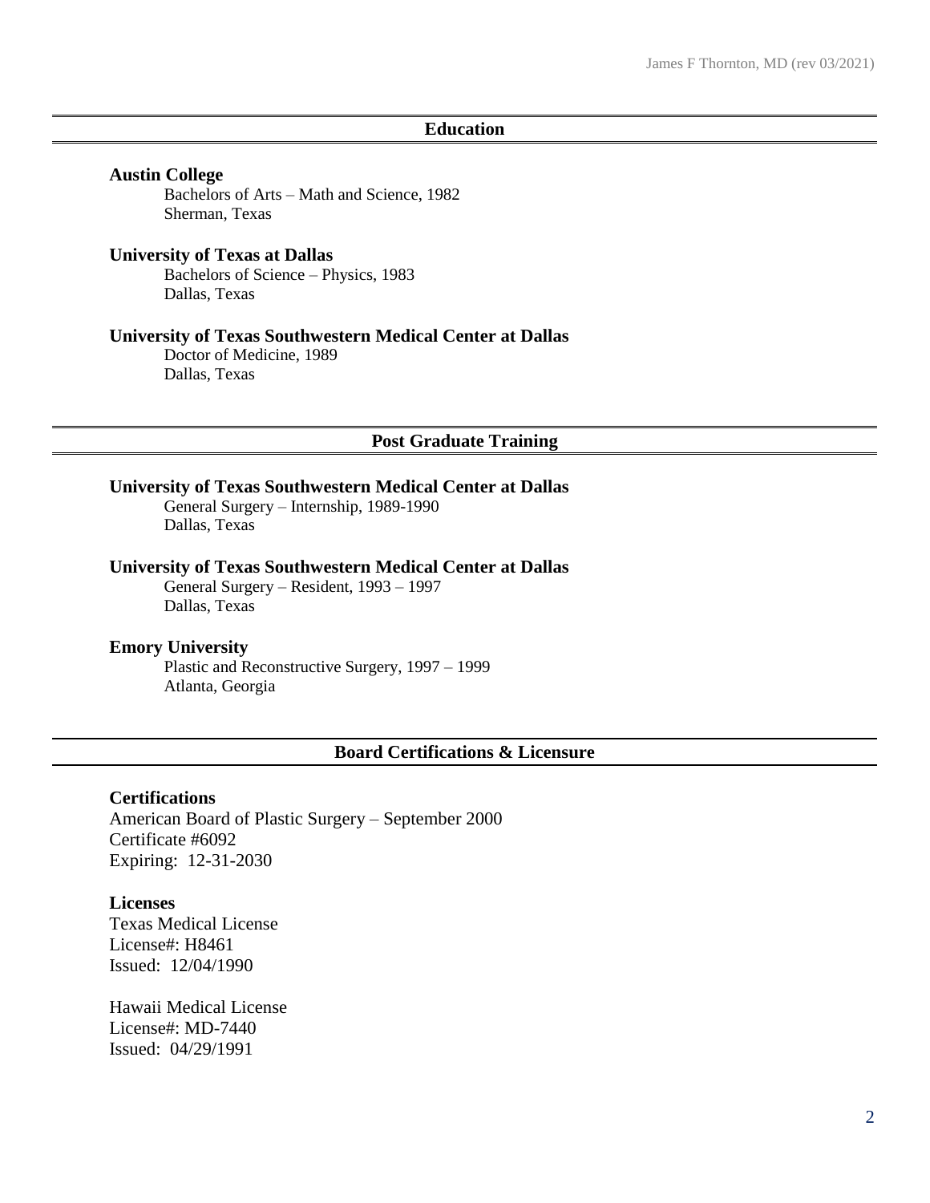## Education

**Austin College**
Bachelors of Arts – Math and Science, 1982
Sherman, Texas

**University of Texas at Dallas**
Bachelors of Science – Physics, 1983
Dallas, Texas

**University of Texas Southwestern Medical Center at Dallas**
Doctor of Medicine, 1989
Dallas, Texas

## Post Graduate Training

**University of Texas Southwestern Medical Center at Dallas**
General Surgery – Internship, 1989-1990
Dallas, Texas

**University of Texas Southwestern Medical Center at Dallas**
General Surgery – Resident, 1993 – 1997
Dallas, Texas

**Emory University**
Plastic and Reconstructive Surgery, 1997 – 1999
Atlanta, Georgia

## Board Certifications & Licensure

**Certifications**
American Board of Plastic Surgery – September 2000
Certificate #6092
Expiring: 12-31-2030

**Licenses**
Texas Medical License
License#: H8461
Issued: 12/04/1990

Hawaii Medical License
License#: MD-7440
Issued: 04/29/1991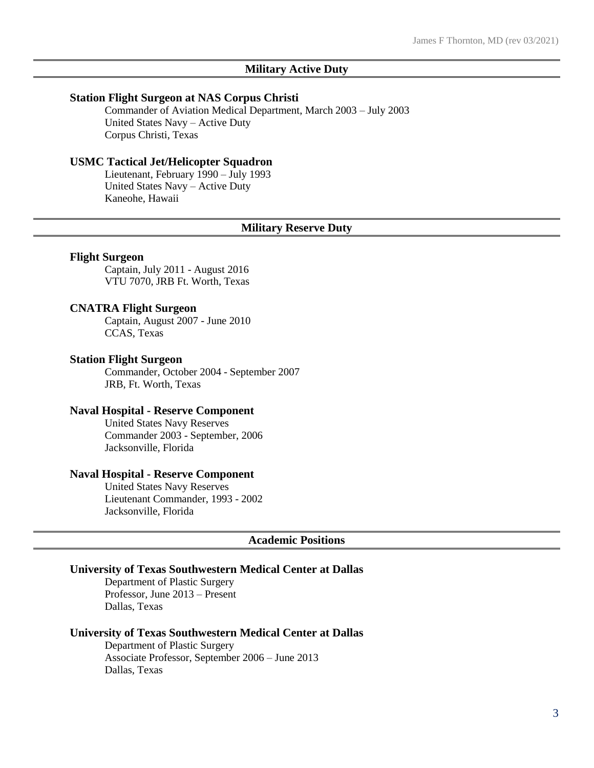## Military Active Duty

**Station Flight Surgeon at NAS Corpus Christi**
Commander of Aviation Medical Department, March 2003 – July 2003
United States Navy – Active Duty
Corpus Christi, Texas

**USMC Tactical Jet/Helicopter Squadron**
Lieutenant, February 1990 – July 1993
United States Navy – Active Duty
Kaneohe, Hawaii

## Military Reserve Duty

**Flight Surgeon**
Captain, July 2011 - August 2016
VTU 7070, JRB Ft. Worth, Texas

**CNATRA Flight Surgeon**
Captain, August 2007 - June 2010
CCAS, Texas

**Station Flight Surgeon**
Commander, October 2004 - September 2007
JRB, Ft. Worth, Texas

**Naval Hospital - Reserve Component**
United States Navy Reserves
Commander 2003 - September, 2006
Jacksonville, Florida

**Naval Hospital - Reserve Component**
United States Navy Reserves
Lieutenant Commander, 1993 - 2002
Jacksonville, Florida

## Academic Positions

**University of Texas Southwestern Medical Center at Dallas**
Department of Plastic Surgery
Professor, June 2013 – Present
Dallas, Texas

**University of Texas Southwestern Medical Center at Dallas**
Department of Plastic Surgery
Associate Professor, September 2006 – June 2013
Dallas, Texas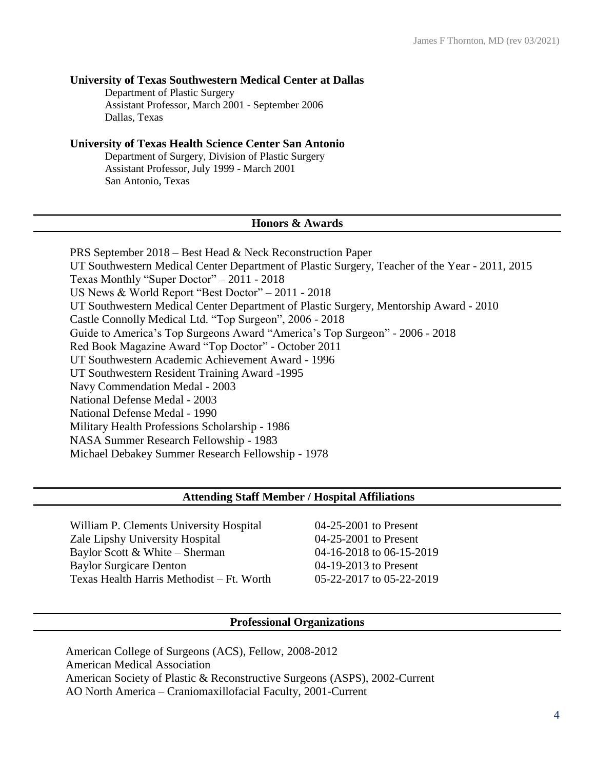**University of Texas Southwestern Medical Center at Dallas**

Department of Plastic Surgery
Assistant Professor, March 2001 - September 2006
Dallas, Texas

**University of Texas Health Science Center San Antonio**

Department of Surgery, Division of Plastic Surgery
Assistant Professor, July 1999 - March 2001
San Antonio, Texas

## Honors & Awards

PRS September 2018 – Best Head & Neck Reconstruction Paper
UT Southwestern Medical Center Department of Plastic Surgery, Teacher of the Year - 2011, 2015
Texas Monthly "Super Doctor" – 2011 - 2018
US News & World Report "Best Doctor" – 2011 - 2018
UT Southwestern Medical Center Department of Plastic Surgery, Mentorship Award - 2010
Castle Connolly Medical Ltd. "Top Surgeon", 2006 - 2018
Guide to America's Top Surgeons Award "America's Top Surgeon" - 2006 - 2018
Red Book Magazine Award "Top Doctor" - October 2011
UT Southwestern Academic Achievement Award - 1996
UT Southwestern Resident Training Award -1995
Navy Commendation Medal - 2003
National Defense Medal - 2003
National Defense Medal - 1990
Military Health Professions Scholarship - 1986
NASA Summer Research Fellowship - 1983
Michael Debakey Summer Research Fellowship - 1978

## Attending Staff Member / Hospital Affiliations

| | |
|---|---|
| William P. Clements University Hospital | 04-25-2001 to Present |
| Zale Lipshy University Hospital | 04-25-2001 to Present |
| Baylor Scott & White – Sherman | 04-16-2018 to 06-15-2019 |
| Baylor Surgicare Denton | 04-19-2013 to Present |
| Texas Health Harris Methodist – Ft. Worth | 05-22-2017 to 05-22-2019 |

## Professional Organizations

American College of Surgeons (ACS), Fellow, 2008-2012
American Medical Association
American Society of Plastic & Reconstructive Surgeons (ASPS), 2002-Current
AO North America – Craniomaxillofacial Faculty, 2001-Current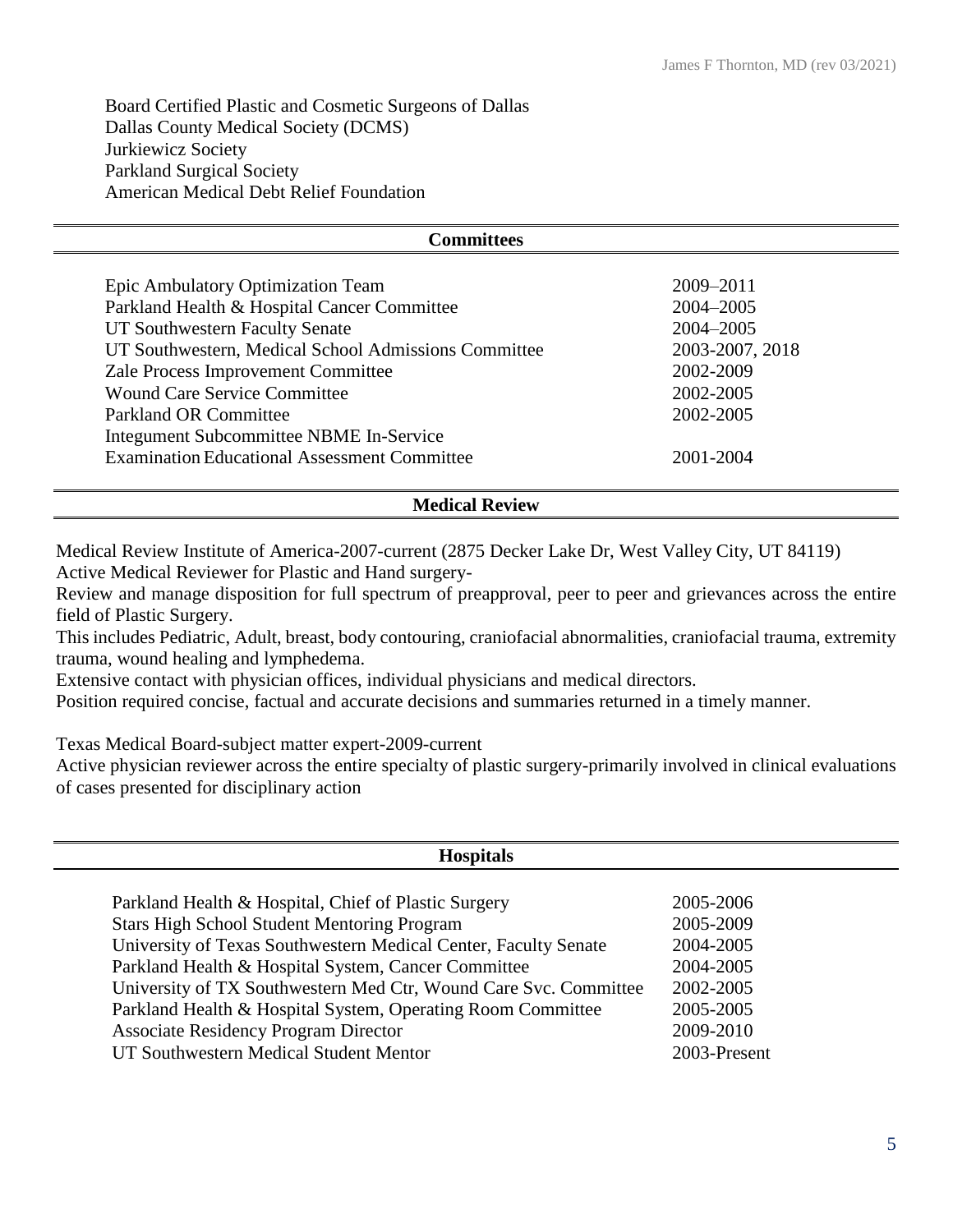Board Certified Plastic and Cosmetic Surgeons of Dallas
Dallas County Medical Society (DCMS)
Jurkiewicz Society
Parkland Surgical Society
American Medical Debt Relief Foundation

## Committees

| | |
|---|---|
| Epic Ambulatory Optimization Team | 2009–2011 |
| Parkland Health & Hospital Cancer Committee | 2004–2005 |
| UT Southwestern Faculty Senate | 2004–2005 |
| UT Southwestern, Medical School Admissions Committee | 2003-2007, 2018 |
| Zale Process Improvement Committee | 2002-2009 |
| Wound Care Service Committee | 2002-2005 |
| Parkland OR Committee | 2002-2005 |
| Integument Subcommittee NBME In-Service Examination Educational Assessment Committee | 2001-2004 |

## Medical Review

Medical Review Institute of America-2007-current (2875 Decker Lake Dr, West Valley City, UT 84119)
Active Medical Reviewer for Plastic and Hand surgery-
Review and manage disposition for full spectrum of preapproval, peer to peer and grievances across the entire field of Plastic Surgery.
This includes Pediatric, Adult, breast, body contouring, craniofacial abnormalities, craniofacial trauma, extremity trauma, wound healing and lymphedema.
Extensive contact with physician offices, individual physicians and medical directors.
Position required concise, factual and accurate decisions and summaries returned in a timely manner.

Texas Medical Board-subject matter expert-2009-current
Active physician reviewer across the entire specialty of plastic surgery-primarily involved in clinical evaluations of cases presented for disciplinary action

## Hospitals

| | |
|---|---|
| Parkland Health & Hospital, Chief of Plastic Surgery | 2005-2006 |
| Stars High School Student Mentoring Program | 2005-2009 |
| University of Texas Southwestern Medical Center, Faculty Senate | 2004-2005 |
| Parkland Health & Hospital System, Cancer Committee | 2004-2005 |
| University of TX Southwestern Med Ctr, Wound Care Svc. Committee | 2002-2005 |
| Parkland Health & Hospital System, Operating Room Committee | 2005-2005 |
| Associate Residency Program Director | 2009-2010 |
| UT Southwestern Medical Student Mentor | 2003-Present |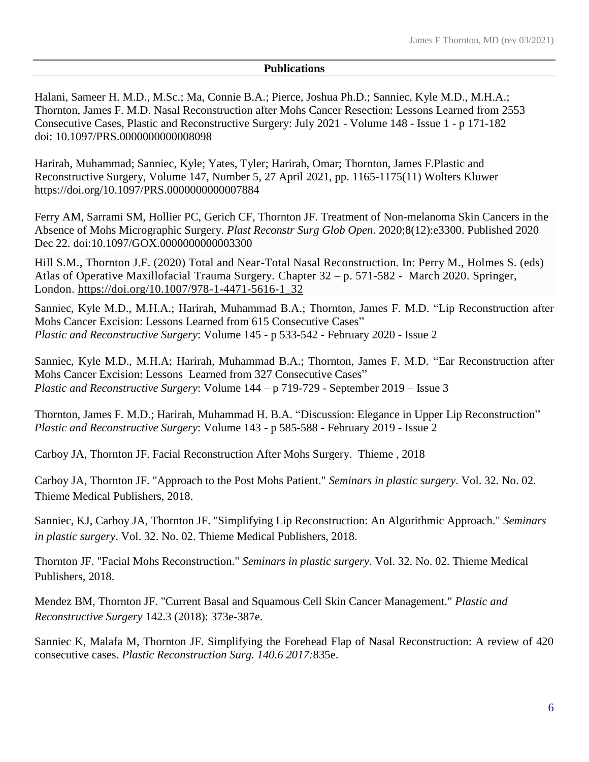## Publications

Halani, Sameer H. M.D., M.Sc.; Ma, Connie B.A.; Pierce, Joshua Ph.D.; Sanniec, Kyle M.D., M.H.A.; Thornton, James F. M.D. Nasal Reconstruction after Mohs Cancer Resection: Lessons Learned from 2553 Consecutive Cases, Plastic and Reconstructive Surgery: July 2021 - Volume 148 - Issue 1 - p 171-182 doi: 10.1097/PRS.0000000000008098

Harirah, Muhammad; Sanniec, Kyle; Yates, Tyler; Harirah, Omar; Thornton, James F.Plastic and Reconstructive Surgery, Volume 147, Number 5, 27 April 2021, pp. 1165-1175(11) Wolters Kluwer https://doi.org/10.1097/PRS.0000000000007884

Ferry AM, Sarrami SM, Hollier PC, Gerich CF, Thornton JF. Treatment of Non-melanoma Skin Cancers in the Absence of Mohs Micrographic Surgery. *Plast Reconstr Surg Glob Open*. 2020;8(12):e3300. Published 2020 Dec 22. doi:10.1097/GOX.0000000000003300

Hill S.M., Thornton J.F. (2020) Total and Near-Total Nasal Reconstruction. In: Perry M., Holmes S. (eds) Atlas of Operative Maxillofacial Trauma Surgery. Chapter 32 – p. 571-582 - March 2020. Springer, London. https://doi.org/10.1007/978-1-4471-5616-1_32

Sanniec, Kyle M.D., M.H.A.; Harirah, Muhammad B.A.; Thornton, James F. M.D. "Lip Reconstruction after Mohs Cancer Excision: Lessons Learned from 615 Consecutive Cases" *Plastic and Reconstructive Surgery*: Volume 145 - p 533-542 - February 2020 - Issue 2

Sanniec, Kyle M.D., M.H.A; Harirah, Muhammad B.A.; Thornton, James F. M.D. "Ear Reconstruction after Mohs Cancer Excision: Lessons Learned from 327 Consecutive Cases" *Plastic and Reconstructive Surgery*: Volume 144 – p 719-729 - September 2019 – Issue 3

Thornton, James F. M.D.; Harirah, Muhammad H. B.A. "Discussion: Elegance in Upper Lip Reconstruction" *Plastic and Reconstructive Surgery*: Volume 143 - p 585-588 - February 2019 - Issue 2

Carboy JA, Thornton JF. Facial Reconstruction After Mohs Surgery. Thieme , 2018

Carboy JA, Thornton JF. "Approach to the Post Mohs Patient." *Seminars in plastic surgery*. Vol. 32. No. 02. Thieme Medical Publishers, 2018.

Sanniec, KJ, Carboy JA, Thornton JF. "Simplifying Lip Reconstruction: An Algorithmic Approach." *Seminars in plastic surgery*. Vol. 32. No. 02. Thieme Medical Publishers, 2018.

Thornton JF. "Facial Mohs Reconstruction." *Seminars in plastic surgery*. Vol. 32. No. 02. Thieme Medical Publishers, 2018.

Mendez BM, Thornton JF. "Current Basal and Squamous Cell Skin Cancer Management." *Plastic and Reconstructive Surgery* 142.3 (2018): 373e-387e.

Sanniec K, Malafa M, Thornton JF. Simplifying the Forehead Flap of Nasal Reconstruction: A review of 420 consecutive cases. *Plastic Reconstruction Surg. 140.6 2017:*835e.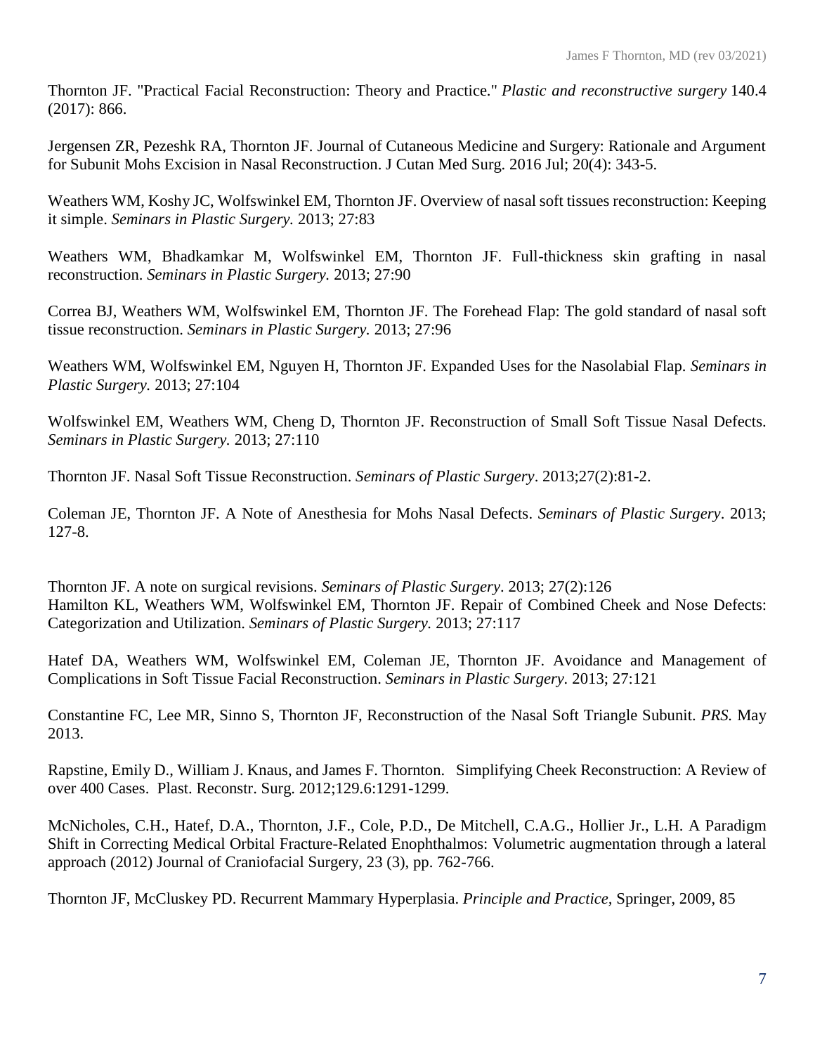Thornton JF. "Practical Facial Reconstruction: Theory and Practice." *Plastic and reconstructive surgery* 140.4 (2017): 866.

Jergensen ZR, Pezeshk RA, Thornton JF. Journal of Cutaneous Medicine and Surgery: Rationale and Argument for Subunit Mohs Excision in Nasal Reconstruction. J Cutan Med Surg. 2016 Jul; 20(4): 343-5.

Weathers WM, Koshy JC, Wolfswinkel EM, Thornton JF. Overview of nasal soft tissues reconstruction: Keeping it simple. *Seminars in Plastic Surgery.* 2013; 27:83

Weathers WM, Bhadkamkar M, Wolfswinkel EM, Thornton JF. Full-thickness skin grafting in nasal reconstruction. *Seminars in Plastic Surgery.* 2013; 27:90

Correa BJ, Weathers WM, Wolfswinkel EM, Thornton JF. The Forehead Flap: The gold standard of nasal soft tissue reconstruction. *Seminars in Plastic Surgery.* 2013; 27:96

Weathers WM, Wolfswinkel EM, Nguyen H, Thornton JF. Expanded Uses for the Nasolabial Flap. *Seminars in Plastic Surgery.* 2013; 27:104

Wolfswinkel EM, Weathers WM, Cheng D, Thornton JF. Reconstruction of Small Soft Tissue Nasal Defects. *Seminars in Plastic Surgery.* 2013; 27:110

Thornton JF. Nasal Soft Tissue Reconstruction. *Seminars of Plastic Surgery*. 2013;27(2):81-2.

Coleman JE, Thornton JF. A Note of Anesthesia for Mohs Nasal Defects. *Seminars of Plastic Surgery*. 2013; 127-8.

Thornton JF. A note on surgical revisions. *Seminars of Plastic Surgery*. 2013; 27(2):126
Hamilton KL, Weathers WM, Wolfswinkel EM, Thornton JF. Repair of Combined Cheek and Nose Defects: Categorization and Utilization. *Seminars of Plastic Surgery.* 2013; 27:117

Hatef DA, Weathers WM, Wolfswinkel EM, Coleman JE, Thornton JF. Avoidance and Management of Complications in Soft Tissue Facial Reconstruction. *Seminars in Plastic Surgery.* 2013; 27:121

Constantine FC, Lee MR, Sinno S, Thornton JF, Reconstruction of the Nasal Soft Triangle Subunit. *PRS.* May 2013.

Rapstine, Emily D., William J. Knaus, and James F. Thornton. Simplifying Cheek Reconstruction: A Review of over 400 Cases. Plast. Reconstr. Surg. 2012;129.6:1291-1299.

McNicholes, C.H., Hatef, D.A., Thornton, J.F., Cole, P.D., De Mitchell, C.A.G., Hollier Jr., L.H. A Paradigm Shift in Correcting Medical Orbital Fracture-Related Enophthalmos: Volumetric augmentation through a lateral approach (2012) Journal of Craniofacial Surgery, 23 (3), pp. 762-766.

Thornton JF, McCluskey PD. Recurrent Mammary Hyperplasia. *Principle and Practice,* Springer, 2009, 85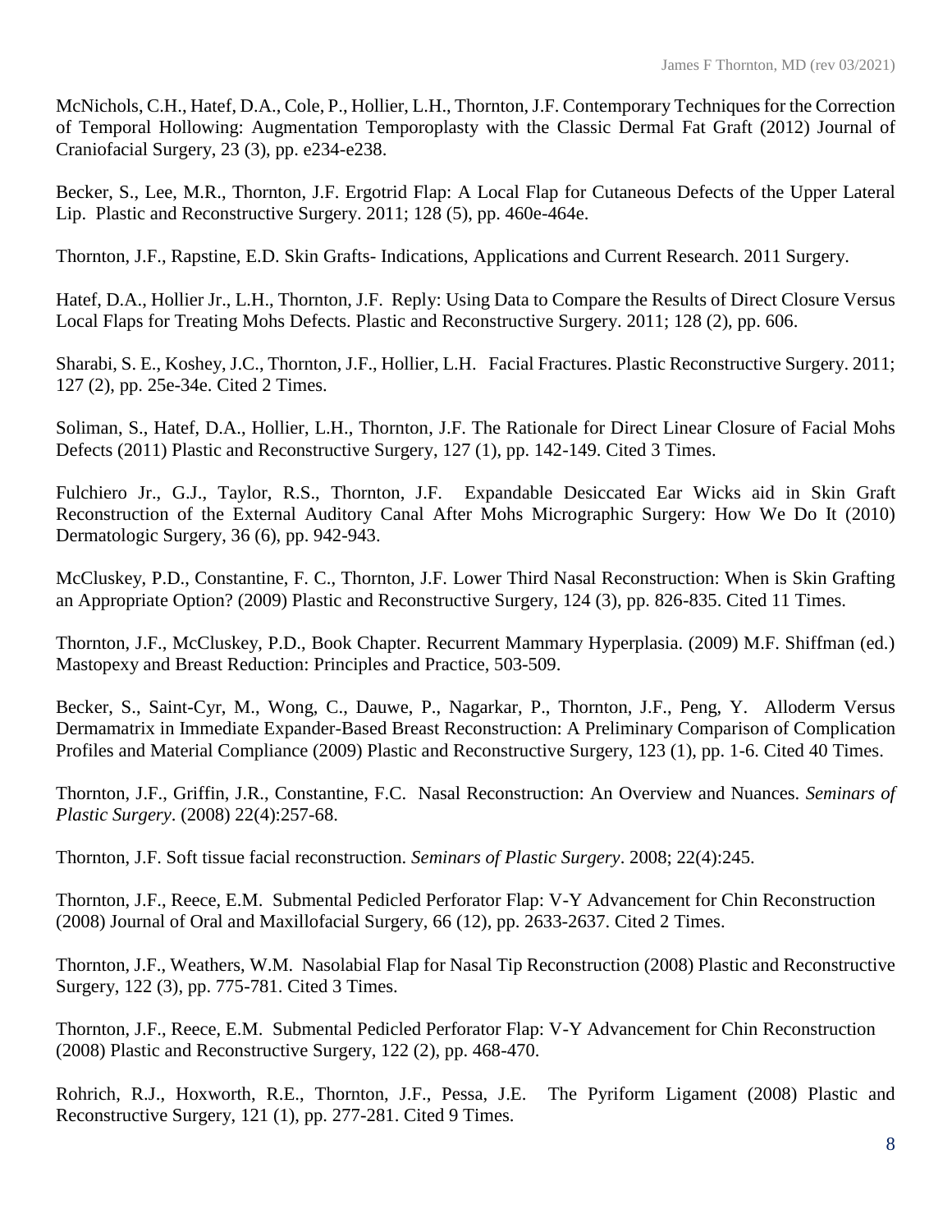McNichols, C.H., Hatef, D.A., Cole, P., Hollier, L.H., Thornton, J.F. Contemporary Techniques for the Correction of Temporal Hollowing: Augmentation Temporoplasty with the Classic Dermal Fat Graft (2012) Journal of Craniofacial Surgery, 23 (3), pp. e234-e238.

Becker, S., Lee, M.R., Thornton, J.F. Ergotrid Flap: A Local Flap for Cutaneous Defects of the Upper Lateral Lip. Plastic and Reconstructive Surgery. 2011; 128 (5), pp. 460e-464e.

Thornton, J.F., Rapstine, E.D. Skin Grafts- Indications, Applications and Current Research. 2011 Surgery.

Hatef, D.A., Hollier Jr., L.H., Thornton, J.F. Reply: Using Data to Compare the Results of Direct Closure Versus Local Flaps for Treating Mohs Defects. Plastic and Reconstructive Surgery. 2011; 128 (2), pp. 606.

Sharabi, S. E., Koshey, J.C., Thornton, J.F., Hollier, L.H. Facial Fractures. Plastic Reconstructive Surgery. 2011; 127 (2), pp. 25e-34e. Cited 2 Times.

Soliman, S., Hatef, D.A., Hollier, L.H., Thornton, J.F. The Rationale for Direct Linear Closure of Facial Mohs Defects (2011) Plastic and Reconstructive Surgery, 127 (1), pp. 142-149. Cited 3 Times.

Fulchiero Jr., G.J., Taylor, R.S., Thornton, J.F. Expandable Desiccated Ear Wicks aid in Skin Graft Reconstruction of the External Auditory Canal After Mohs Micrographic Surgery: How We Do It (2010) Dermatologic Surgery, 36 (6), pp. 942-943.

McCluskey, P.D., Constantine, F. C., Thornton, J.F. Lower Third Nasal Reconstruction: When is Skin Grafting an Appropriate Option? (2009) Plastic and Reconstructive Surgery, 124 (3), pp. 826-835. Cited 11 Times.

Thornton, J.F., McCluskey, P.D., Book Chapter. Recurrent Mammary Hyperplasia. (2009) M.F. Shiffman (ed.) Mastopexy and Breast Reduction: Principles and Practice, 503-509.

Becker, S., Saint-Cyr, M., Wong, C., Dauwe, P., Nagarkar, P., Thornton, J.F., Peng, Y. Alloderm Versus Dermamatrix in Immediate Expander-Based Breast Reconstruction: A Preliminary Comparison of Complication Profiles and Material Compliance (2009) Plastic and Reconstructive Surgery, 123 (1), pp. 1-6. Cited 40 Times.

Thornton, J.F., Griffin, J.R., Constantine, F.C. Nasal Reconstruction: An Overview and Nuances. *Seminars of Plastic Surgery*. (2008) 22(4):257-68.

Thornton, J.F. Soft tissue facial reconstruction. *Seminars of Plastic Surgery*. 2008; 22(4):245.

Thornton, J.F., Reece, E.M. Submental Pedicled Perforator Flap: V-Y Advancement for Chin Reconstruction (2008) Journal of Oral and Maxillofacial Surgery, 66 (12), pp. 2633-2637. Cited 2 Times.

Thornton, J.F., Weathers, W.M. Nasolabial Flap for Nasal Tip Reconstruction (2008) Plastic and Reconstructive Surgery, 122 (3), pp. 775-781. Cited 3 Times.

Thornton, J.F., Reece, E.M. Submental Pedicled Perforator Flap: V-Y Advancement for Chin Reconstruction (2008) Plastic and Reconstructive Surgery, 122 (2), pp. 468-470.

Rohrich, R.J., Hoxworth, R.E., Thornton, J.F., Pessa, J.E. The Pyriform Ligament (2008) Plastic and Reconstructive Surgery, 121 (1), pp. 277-281. Cited 9 Times.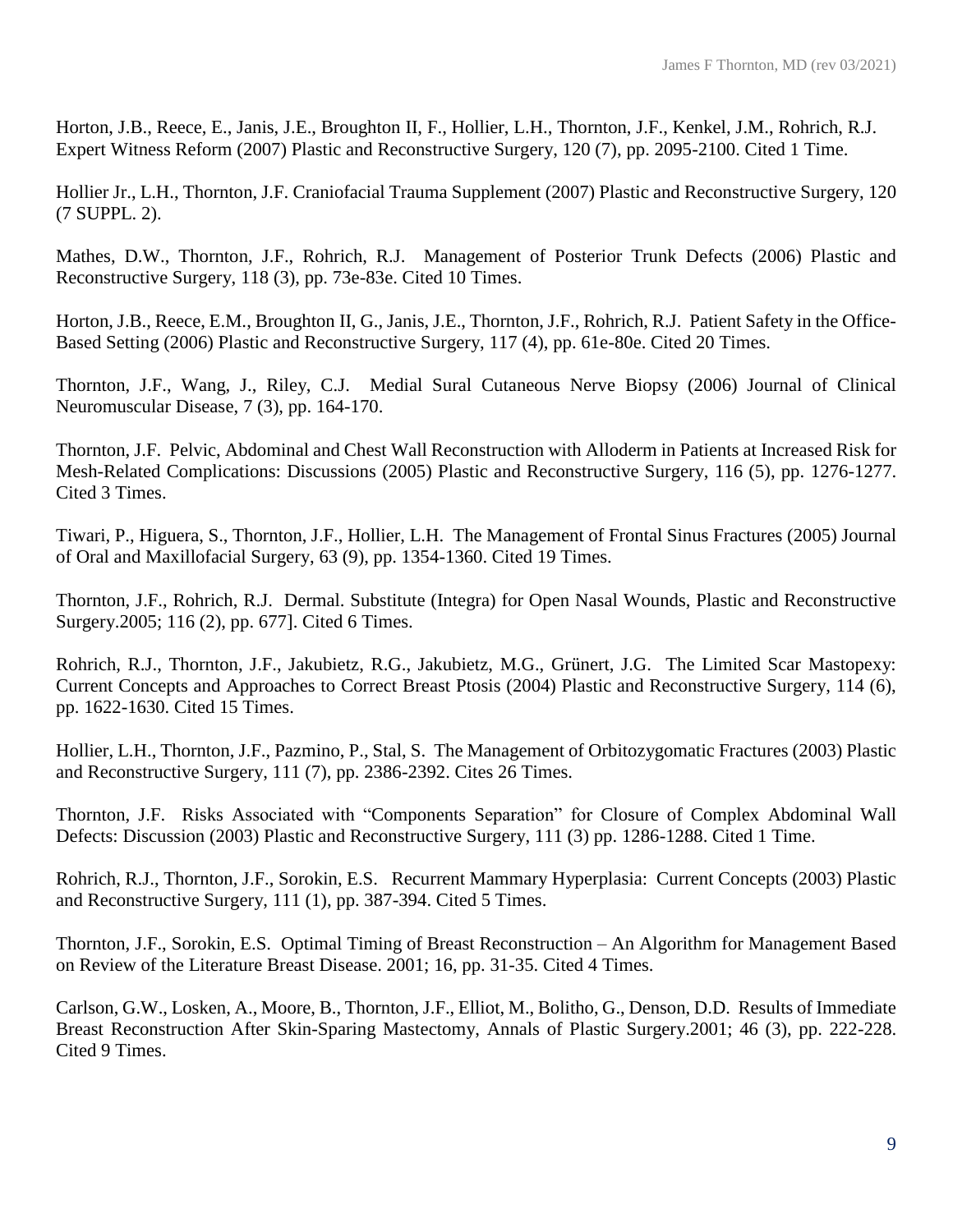Horton, J.B., Reece, E., Janis, J.E., Broughton II, F., Hollier, L.H., Thornton, J.F., Kenkel, J.M., Rohrich, R.J. Expert Witness Reform (2007) Plastic and Reconstructive Surgery, 120 (7), pp. 2095-2100. Cited 1 Time.

Hollier Jr., L.H., Thornton, J.F. Craniofacial Trauma Supplement (2007) Plastic and Reconstructive Surgery, 120 (7 SUPPL. 2).

Mathes, D.W., Thornton, J.F., Rohrich, R.J. Management of Posterior Trunk Defects (2006) Plastic and Reconstructive Surgery, 118 (3), pp. 73e-83e. Cited 10 Times.

Horton, J.B., Reece, E.M., Broughton II, G., Janis, J.E., Thornton, J.F., Rohrich, R.J. Patient Safety in the Office-Based Setting (2006) Plastic and Reconstructive Surgery, 117 (4), pp. 61e-80e. Cited 20 Times.

Thornton, J.F., Wang, J., Riley, C.J. Medial Sural Cutaneous Nerve Biopsy (2006) Journal of Clinical Neuromuscular Disease, 7 (3), pp. 164-170.

Thornton, J.F. Pelvic, Abdominal and Chest Wall Reconstruction with Alloderm in Patients at Increased Risk for Mesh-Related Complications: Discussions (2005) Plastic and Reconstructive Surgery, 116 (5), pp. 1276-1277. Cited 3 Times.

Tiwari, P., Higuera, S., Thornton, J.F., Hollier, L.H. The Management of Frontal Sinus Fractures (2005) Journal of Oral and Maxillofacial Surgery, 63 (9), pp. 1354-1360. Cited 19 Times.

Thornton, J.F., Rohrich, R.J. Dermal. Substitute (Integra) for Open Nasal Wounds, Plastic and Reconstructive Surgery.2005; 116 (2), pp. 677]. Cited 6 Times.

Rohrich, R.J., Thornton, J.F., Jakubietz, R.G., Jakubietz, M.G., Grünert, J.G. The Limited Scar Mastopexy: Current Concepts and Approaches to Correct Breast Ptosis (2004) Plastic and Reconstructive Surgery, 114 (6), pp. 1622-1630. Cited 15 Times.

Hollier, L.H., Thornton, J.F., Pazmino, P., Stal, S. The Management of Orbitozygomatic Fractures (2003) Plastic and Reconstructive Surgery, 111 (7), pp. 2386-2392. Cites 26 Times.

Thornton, J.F. Risks Associated with "Components Separation" for Closure of Complex Abdominal Wall Defects: Discussion (2003) Plastic and Reconstructive Surgery, 111 (3) pp. 1286-1288. Cited 1 Time.

Rohrich, R.J., Thornton, J.F., Sorokin, E.S. Recurrent Mammary Hyperplasia: Current Concepts (2003) Plastic and Reconstructive Surgery, 111 (1), pp. 387-394. Cited 5 Times.

Thornton, J.F., Sorokin, E.S. Optimal Timing of Breast Reconstruction – An Algorithm for Management Based on Review of the Literature Breast Disease. 2001; 16, pp. 31-35. Cited 4 Times.

Carlson, G.W., Losken, A., Moore, B., Thornton, J.F., Elliot, M., Bolitho, G., Denson, D.D. Results of Immediate Breast Reconstruction After Skin-Sparing Mastectomy, Annals of Plastic Surgery.2001; 46 (3), pp. 222-228. Cited 9 Times.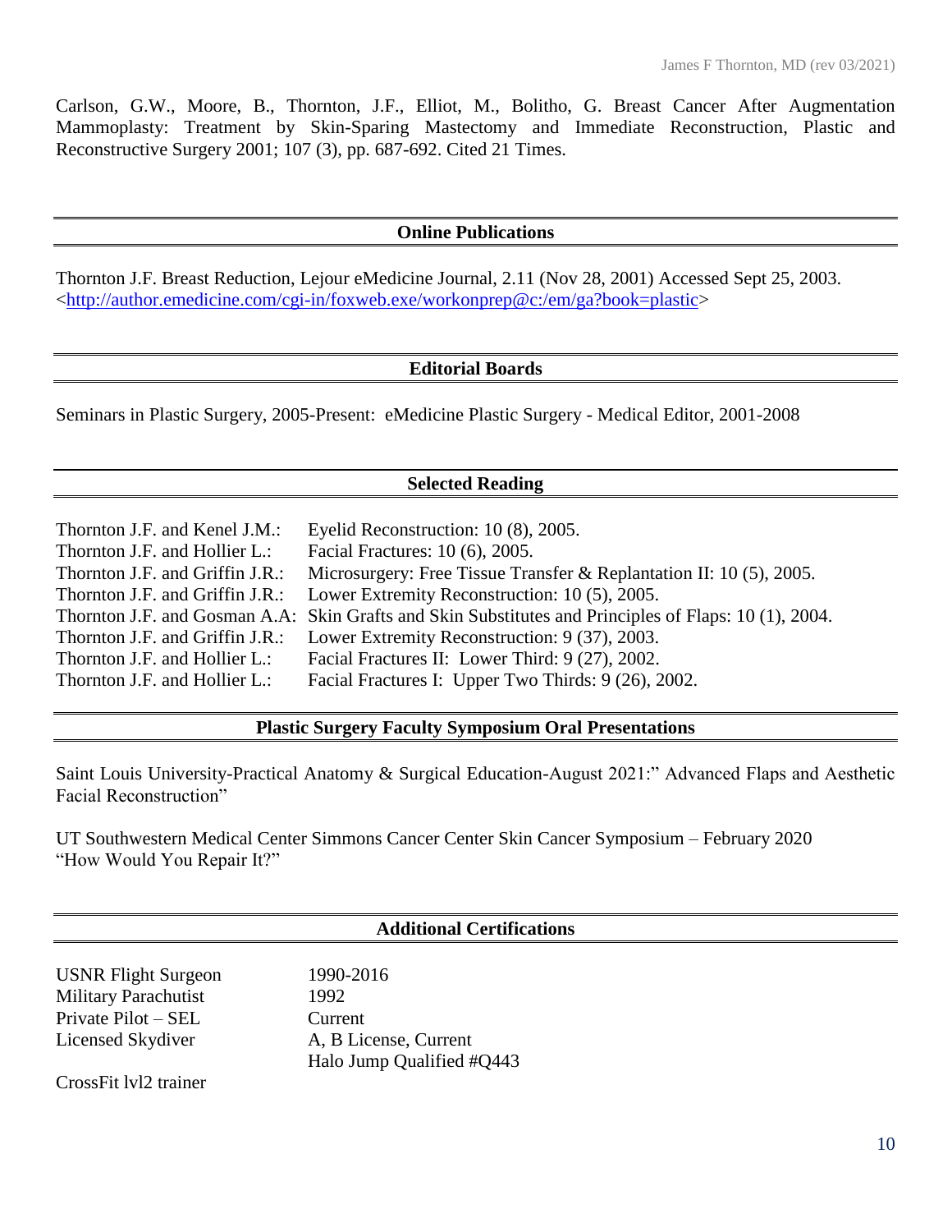Carlson, G.W., Moore, B., Thornton, J.F., Elliot, M., Bolitho, G. Breast Cancer After Augmentation Mammoplasty: Treatment by Skin-Sparing Mastectomy and Immediate Reconstruction, Plastic and Reconstructive Surgery 2001; 107 (3), pp. 687-692. Cited 21 Times.

## Online Publications

Thornton J.F. Breast Reduction, Lejour eMedicine Journal, 2.11 (Nov 28, 2001) Accessed Sept 25, 2003. <http://author.emedicine.com/cgi-in/foxweb.exe/workonprep@c:/em/ga?book=plastic>

## Editorial Boards

Seminars in Plastic Surgery, 2005-Present: eMedicine Plastic Surgery - Medical Editor, 2001-2008

## Selected Reading

| | |
|---|---|
| Thornton J.F. and Kenel J.M.: | Eyelid Reconstruction: 10 (8), 2005. |
| Thornton J.F. and Hollier L.: | Facial Fractures: 10 (6), 2005. |
| Thornton J.F. and Griffin J.R.: | Microsurgery: Free Tissue Transfer & Replantation II: 10 (5), 2005. |
| Thornton J.F. and Griffin J.R.: | Lower Extremity Reconstruction: 10 (5), 2005. |
| Thornton J.F. and Gosman A.A: | Skin Grafts and Skin Substitutes and Principles of Flaps: 10 (1), 2004. |
| Thornton J.F. and Griffin J.R.: | Lower Extremity Reconstruction: 9 (37), 2003. |
| Thornton J.F. and Hollier L.: | Facial Fractures II: Lower Third: 9 (27), 2002. |
| Thornton J.F. and Hollier L.: | Facial Fractures I: Upper Two Thirds: 9 (26), 2002. |

## Plastic Surgery Faculty Symposium Oral Presentations

Saint Louis University-Practical Anatomy & Surgical Education-August 2021:" Advanced Flaps and Aesthetic Facial Reconstruction"

UT Southwestern Medical Center Simmons Cancer Center Skin Cancer Symposium – February 2020 "How Would You Repair It?"

## Additional Certifications

| | |
|---|---|
| USNR Flight Surgeon | 1990-2016 |
| Military Parachutist | 1992 |
| Private Pilot – SEL | Current |
| Licensed Skydiver | A, B License, Current |
| | Halo Jump Qualified #Q443 |

CrossFit lvl2 trainer